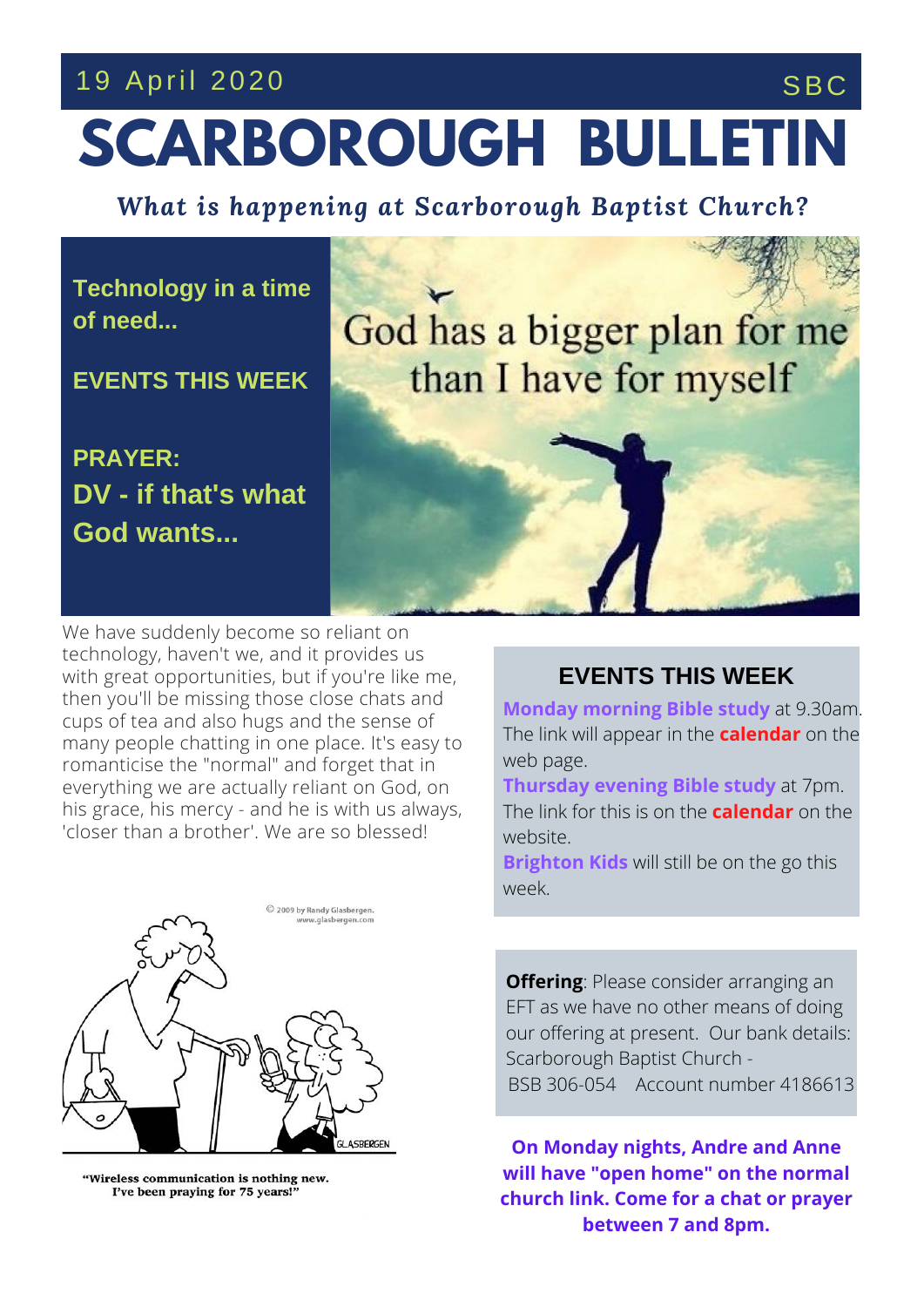19 April 2020 SBC

# SCARBOROUGH BULLETIN

***What is happening at Scarborough Baptist Church?***

**Technology in a time of need...**

**EVENTS THIS WEEK**

**PRAYER:**
**DV - if that's what God wants...**

We have suddenly become so reliant on technology, haven't we, and it provides us with great opportunities, but if you're like me, then you'll be missing those close chats and cups of tea and also hugs and the sense of many people chatting in one place. It's easy to romanticise the "normal" and forget that in everything we are actually reliant on God, on his grace, his mercy - and he is with us always, 'closer than a brother'. We are so blessed!

"Wireless communication is nothing new. I've been praying for 75 years!"

## EVENTS THIS WEEK

**Monday morning Bible study** at 9.30am. The link will appear in the **calendar** on the web page.

**Thursday evening Bible study** at 7pm. The link for this is on the **calendar** on the website.

**Brighton Kids** will still be on the go this week.

**Offering**: Please consider arranging an EFT as we have no other means of doing our offering at present. Our bank details: Scarborough Baptist Church -
BSB 306-054 Account number 4186613

**On Monday nights, Andre and Anne will have "open home" on the normal church link. Come for a chat or prayer between 7 and 8pm.**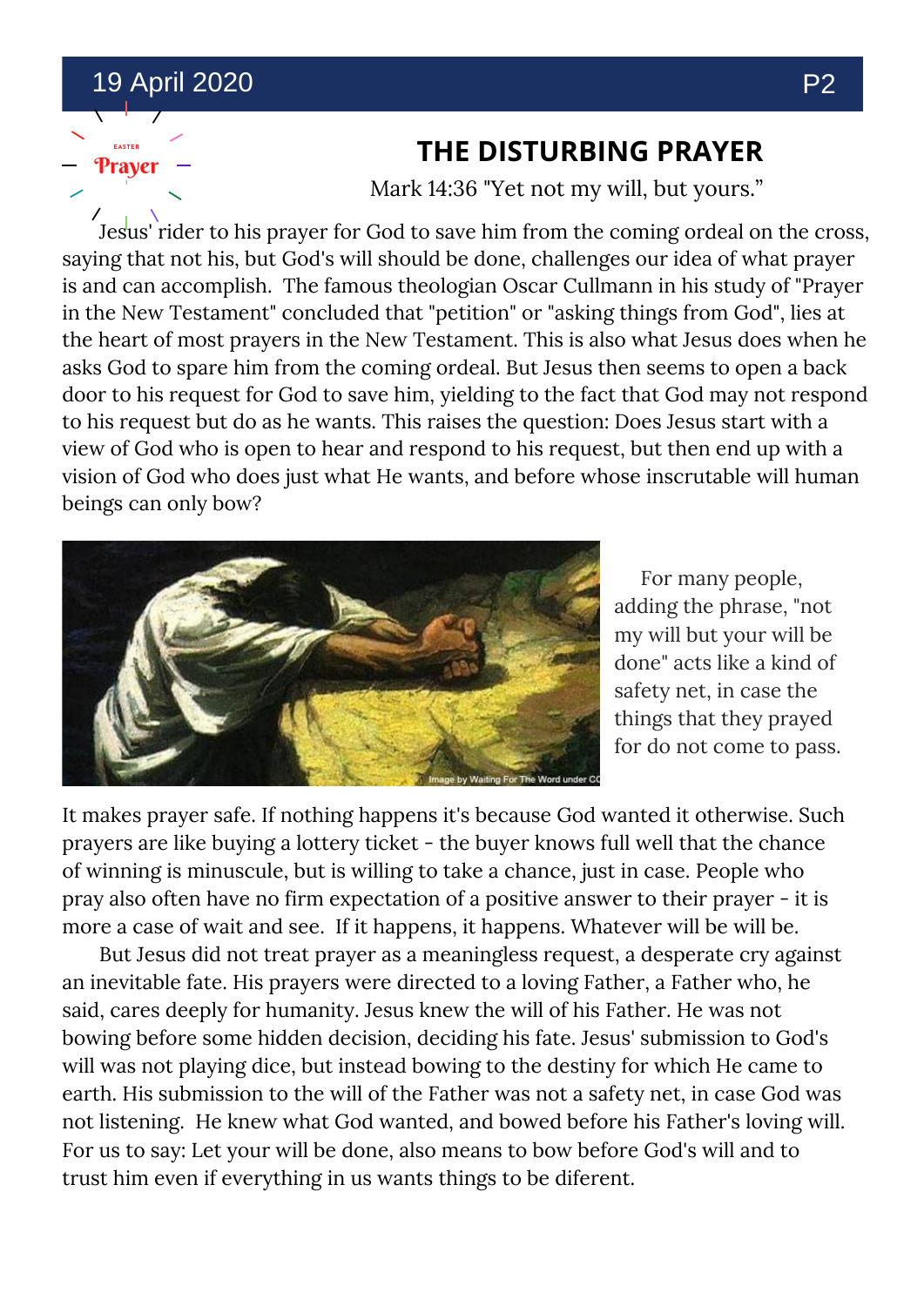# THE DISTURBING PRAYER

Mark 14:36 "Yet not my will, but yours."

Jesus' rider to his prayer for God to save him from the coming ordeal on the cross, saying that not his, but God's will should be done, challenges our idea of what prayer is and can accomplish. The famous theologian Oscar Cullmann in his study of "Prayer in the New Testament" concluded that "petition" or "asking things from God", lies at the heart of most prayers in the New Testament. This is also what Jesus does when he asks God to spare him from the coming ordeal. But Jesus then seems to open a back door to his request for God to save him, yielding to the fact that God may not respond to his request but do as he wants. This raises the question: Does Jesus start with a view of God who is open to hear and respond to his request, but then end up with a vision of God who does just what He wants, and before whose inscrutable will human beings can only bow?

Image by Waiting For The Word under CC

For many people, adding the phrase, "not my will but your will be done" acts like a kind of safety net, in case the things that they prayed for do not come to pass. It makes prayer safe. If nothing happens it's because God wanted it otherwise. Such prayers are like buying a lottery ticket - the buyer knows full well that the chance of winning is minuscule, but is willing to take a chance, just in case. People who pray also often have no firm expectation of a positive answer to their prayer - it is more a case of wait and see. If it happens, it happens. Whatever will be will be.

But Jesus did not treat prayer as a meaningless request, a desperate cry against an inevitable fate. His prayers were directed to a loving Father, a Father who, he said, cares deeply for humanity. Jesus knew the will of his Father. He was not bowing before some hidden decision, deciding his fate. Jesus' submission to God's will was not playing dice, but instead bowing to the destiny for which He came to earth. His submission to the will of the Father was not a safety net, in case God was not listening. He knew what God wanted, and bowed before his Father's loving will. For us to say: Let your will be done, also means to bow before God's will and to trust him even if everything in us wants things to be diferent.